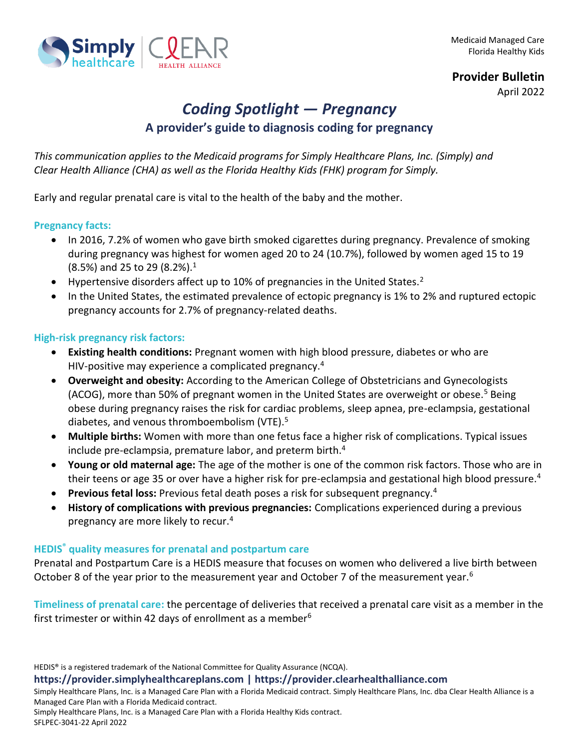Medicaid Managed Care
Florida Healthy Kids

**Provider Bulletin**
April 2022

# *Coding Spotlight — Pregnancy*

## A provider's guide to diagnosis coding for pregnancy

*This communication applies to the Medicaid programs for Simply Healthcare Plans, Inc. (Simply) and Clear Health Alliance (CHA) as well as the Florida Healthy Kids (FHK) program for Simply.*

Early and regular prenatal care is vital to the health of the baby and the mother.

### Pregnancy facts:

- In 2016, 7.2% of women who gave birth smoked cigarettes during pregnancy. Prevalence of smoking during pregnancy was highest for women aged 20 to 24 (10.7%), followed by women aged 15 to 19 (8.5%) and 25 to 29 (8.2%).[1]
- Hypertensive disorders affect up to 10% of pregnancies in the United States.[2]
- In the United States, the estimated prevalence of ectopic pregnancy is 1% to 2% and ruptured ectopic pregnancy accounts for 2.7% of pregnancy-related deaths.

### High-risk pregnancy risk factors:

- **Existing health conditions:** Pregnant women with high blood pressure, diabetes or who are HIV-positive may experience a complicated pregnancy.[4]
- **Overweight and obesity:** According to the American College of Obstetricians and Gynecologists (ACOG), more than 50% of pregnant women in the United States are overweight or obese.[5] Being obese during pregnancy raises the risk for cardiac problems, sleep apnea, pre-eclampsia, gestational diabetes, and venous thromboembolism (VTE).[5]
- **Multiple births:** Women with more than one fetus face a higher risk of complications. Typical issues include pre-eclampsia, premature labor, and preterm birth.[4]
- **Young or old maternal age:** The age of the mother is one of the common risk factors. Those who are in their teens or age 35 or over have a higher risk for pre-eclampsia and gestational high blood pressure.[4]
- **Previous fetal loss:** Previous fetal death poses a risk for subsequent pregnancy.[4]
- **History of complications with previous pregnancies:** Complications experienced during a previous pregnancy are more likely to recur.[4]

### HEDIS® quality measures for prenatal and postpartum care

Prenatal and Postpartum Care is a HEDIS measure that focuses on women who delivered a live birth between October 8 of the year prior to the measurement year and October 7 of the measurement year.[6]

**Timeliness of prenatal care:** the percentage of deliveries that received a prenatal care visit as a member in the first trimester or within 42 days of enrollment as a member[6]

HEDIS® is a registered trademark of the National Committee for Quality Assurance (NCQA).

**https://provider.simplyhealthcareplans.com | https://provider.clearhealthalliance.com**

Simply Healthcare Plans, Inc. is a Managed Care Plan with a Florida Medicaid contract. Simply Healthcare Plans, Inc. dba Clear Health Alliance is a Managed Care Plan with a Florida Medicaid contract.
Simply Healthcare Plans, Inc. is a Managed Care Plan with a Florida Healthy Kids contract.
SFLPEC-3041-22 April 2022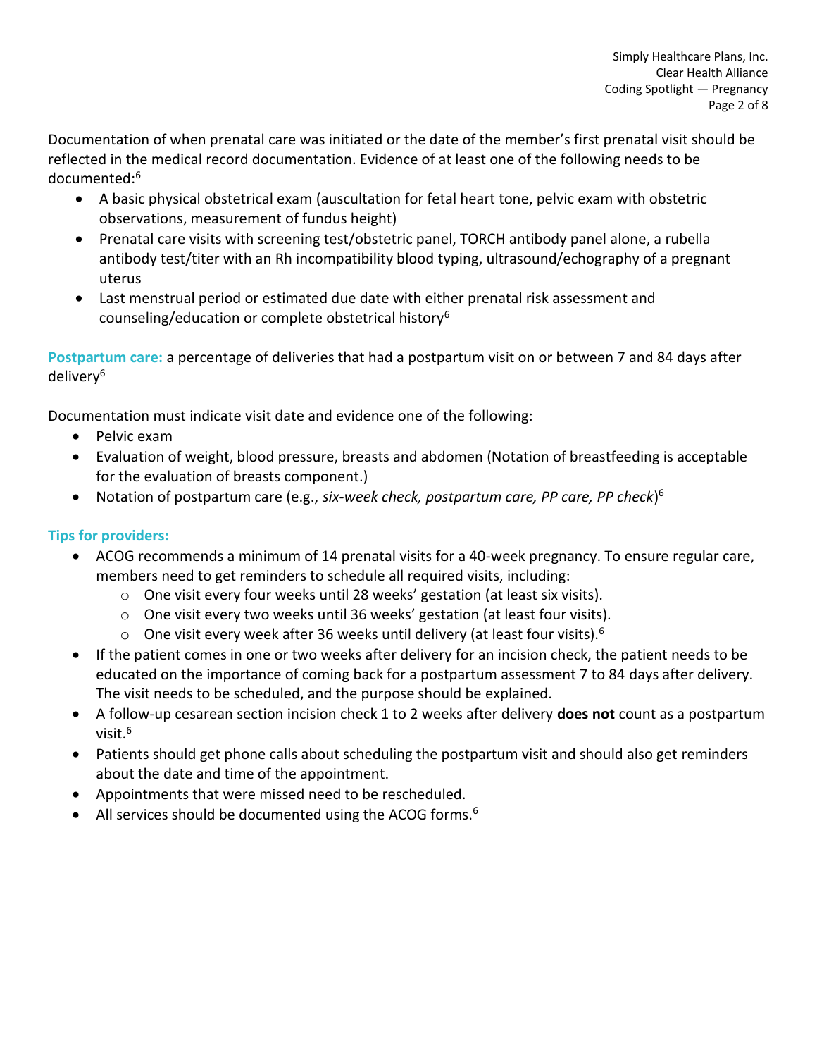Documentation of when prenatal care was initiated or the date of the member's first prenatal visit should be reflected in the medical record documentation. Evidence of at least one of the following needs to be documented:[6]

- A basic physical obstetrical exam (auscultation for fetal heart tone, pelvic exam with obstetric observations, measurement of fundus height)
- Prenatal care visits with screening test/obstetric panel, TORCH antibody panel alone, a rubella antibody test/titer with an Rh incompatibility blood typing, ultrasound/echography of a pregnant uterus
- Last menstrual period or estimated due date with either prenatal risk assessment and counseling/education or complete obstetrical history[6]

**Postpartum care:** a percentage of deliveries that had a postpartum visit on or between 7 and 84 days after delivery[6]

Documentation must indicate visit date and evidence one of the following:

- Pelvic exam
- Evaluation of weight, blood pressure, breasts and abdomen (Notation of breastfeeding is acceptable for the evaluation of breasts component.)
- Notation of postpartum care (e.g., *six-week check, postpartum care, PP care, PP check*)[6]

### Tips for providers:

- ACOG recommends a minimum of 14 prenatal visits for a 40-week pregnancy. To ensure regular care, members need to get reminders to schedule all required visits, including:
  - One visit every four weeks until 28 weeks' gestation (at least six visits).
  - One visit every two weeks until 36 weeks' gestation (at least four visits).
  - One visit every week after 36 weeks until delivery (at least four visits).[6]
- If the patient comes in one or two weeks after delivery for an incision check, the patient needs to be educated on the importance of coming back for a postpartum assessment 7 to 84 days after delivery. The visit needs to be scheduled, and the purpose should be explained.
- A follow-up cesarean section incision check 1 to 2 weeks after delivery **does not** count as a postpartum visit.[6]
- Patients should get phone calls about scheduling the postpartum visit and should also get reminders about the date and time of the appointment.
- Appointments that were missed need to be rescheduled.
- All services should be documented using the ACOG forms.[6]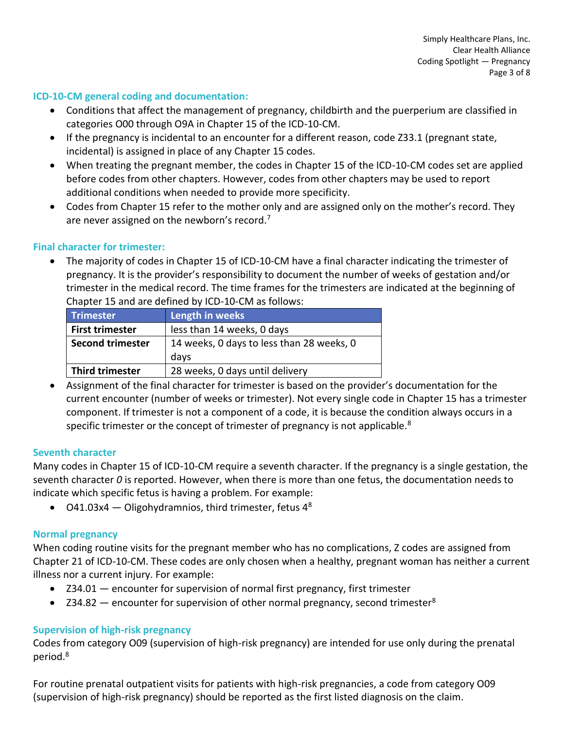## ICD-10-CM general coding and documentation:

- Conditions that affect the management of pregnancy, childbirth and the puerperium are classified in categories O00 through O9A in Chapter 15 of the ICD-10-CM.
- If the pregnancy is incidental to an encounter for a different reason, code Z33.1 (pregnant state, incidental) is assigned in place of any Chapter 15 codes.
- When treating the pregnant member, the codes in Chapter 15 of the ICD-10-CM codes set are applied before codes from other chapters. However, codes from other chapters may be used to report additional conditions when needed to provide more specificity.
- Codes from Chapter 15 refer to the mother only and are assigned only on the mother's record. They are never assigned on the newborn's record.[7]

## Final character for trimester:

- The majority of codes in Chapter 15 of ICD-10-CM have a final character indicating the trimester of pregnancy. It is the provider's responsibility to document the number of weeks of gestation and/or trimester in the medical record. The time frames for the trimesters are indicated at the beginning of Chapter 15 and are defined by ICD-10-CM as follows:

| Trimester | Length in weeks |
| --- | --- |
| **First trimester** | less than 14 weeks, 0 days |
| **Second trimester** | 14 weeks, 0 days to less than 28 weeks, 0 days |
| **Third trimester** | 28 weeks, 0 days until delivery |

- Assignment of the final character for trimester is based on the provider's documentation for the current encounter (number of weeks or trimester). Not every single code in Chapter 15 has a trimester component. If trimester is not a component of a code, it is because the condition always occurs in a specific trimester or the concept of trimester of pregnancy is not applicable.[8]

## Seventh character

Many codes in Chapter 15 of ICD-10-CM require a seventh character. If the pregnancy is a single gestation, the seventh character *0* is reported. However, when there is more than one fetus, the documentation needs to indicate which specific fetus is having a problem. For example:

- O41.03x4 — Oligohydramnios, third trimester, fetus 4[8]

## Normal pregnancy

When coding routine visits for the pregnant member who has no complications, Z codes are assigned from Chapter 21 of ICD-10-CM. These codes are only chosen when a healthy, pregnant woman has neither a current illness nor a current injury. For example:

- Z34.01 — encounter for supervision of normal first pregnancy, first trimester
- Z34.82 — encounter for supervision of other normal pregnancy, second trimester[8]

## Supervision of high-risk pregnancy

Codes from category O09 (supervision of high-risk pregnancy) are intended for use only during the prenatal period.[8]

For routine prenatal outpatient visits for patients with high-risk pregnancies, a code from category O09 (supervision of high-risk pregnancy) should be reported as the first listed diagnosis on the claim.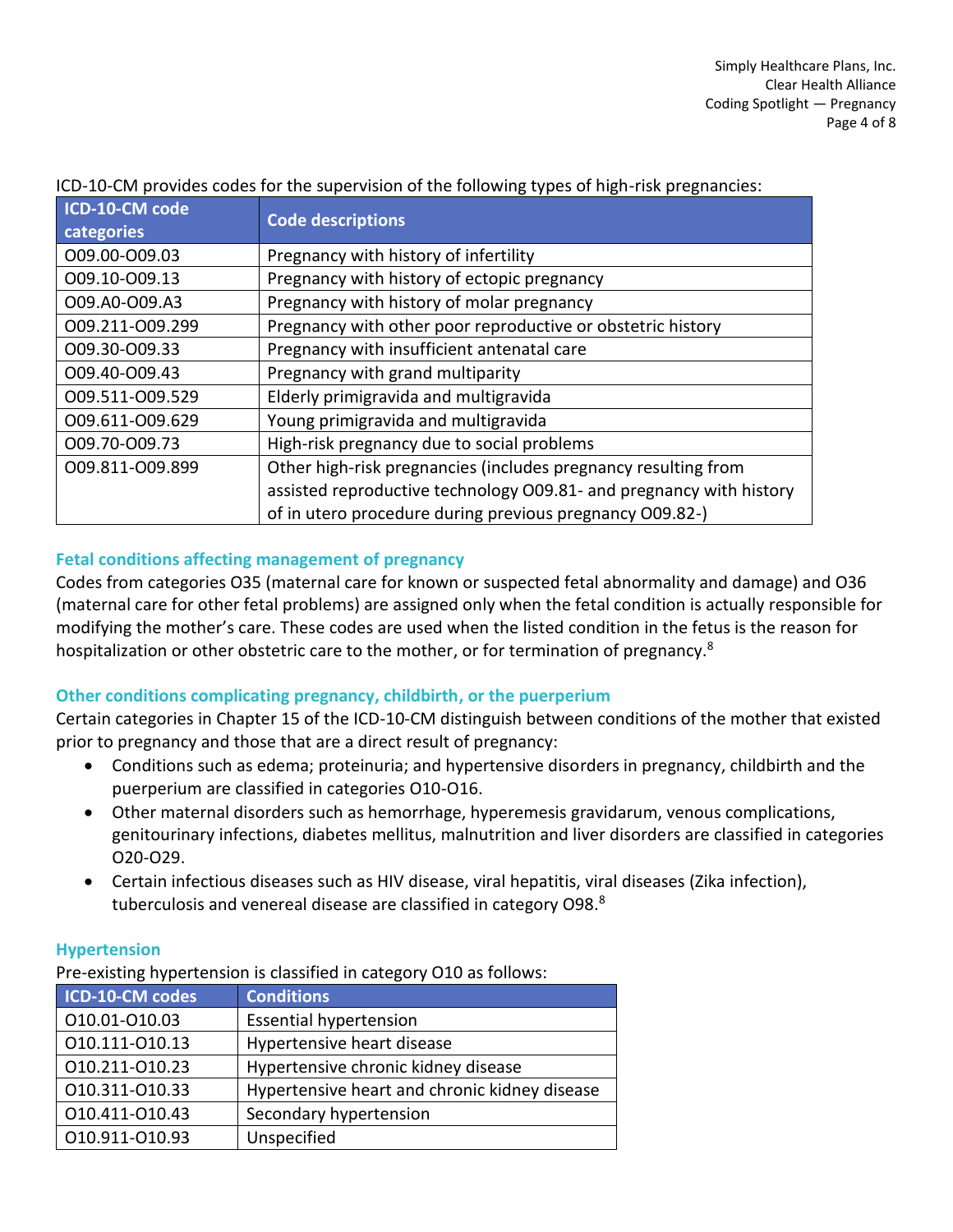ICD-10-CM provides codes for the supervision of the following types of high-risk pregnancies:

| ICD-10-CM code categories | Code descriptions |
|---|---|
| O09.00-O09.03 | Pregnancy with history of infertility |
| O09.10-O09.13 | Pregnancy with history of ectopic pregnancy |
| O09.A0-O09.A3 | Pregnancy with history of molar pregnancy |
| O09.211-O09.299 | Pregnancy with other poor reproductive or obstetric history |
| O09.30-O09.33 | Pregnancy with insufficient antenatal care |
| O09.40-O09.43 | Pregnancy with grand multiparity |
| O09.511-O09.529 | Elderly primigravida and multigravida |
| O09.611-O09.629 | Young primigravida and multigravida |
| O09.70-O09.73 | High-risk pregnancy due to social problems |
| O09.811-O09.899 | Other high-risk pregnancies (includes pregnancy resulting from assisted reproductive technology O09.81- and pregnancy with history of in utero procedure during previous pregnancy O09.82-) |

### Fetal conditions affecting management of pregnancy

Codes from categories O35 (maternal care for known or suspected fetal abnormality and damage) and O36 (maternal care for other fetal problems) are assigned only when the fetal condition is actually responsible for modifying the mother's care. These codes are used when the listed condition in the fetus is the reason for hospitalization or other obstetric care to the mother, or for termination of pregnancy.[8]

### Other conditions complicating pregnancy, childbirth, or the puerperium

Certain categories in Chapter 15 of the ICD-10-CM distinguish between conditions of the mother that existed prior to pregnancy and those that are a direct result of pregnancy:

- Conditions such as edema; proteinuria; and hypertensive disorders in pregnancy, childbirth and the puerperium are classified in categories O10-O16.
- Other maternal disorders such as hemorrhage, hyperemesis gravidarum, venous complications, genitourinary infections, diabetes mellitus, malnutrition and liver disorders are classified in categories O20-O29.
- Certain infectious diseases such as HIV disease, viral hepatitis, viral diseases (Zika infection), tuberculosis and venereal disease are classified in category O98.[8]

### Hypertension

Pre-existing hypertension is classified in category O10 as follows:

| ICD-10-CM codes | Conditions |
|---|---|
| O10.01-O10.03 | Essential hypertension |
| O10.111-O10.13 | Hypertensive heart disease |
| O10.211-O10.23 | Hypertensive chronic kidney disease |
| O10.311-O10.33 | Hypertensive heart and chronic kidney disease |
| O10.411-O10.43 | Secondary hypertension |
| O10.911-O10.93 | Unspecified |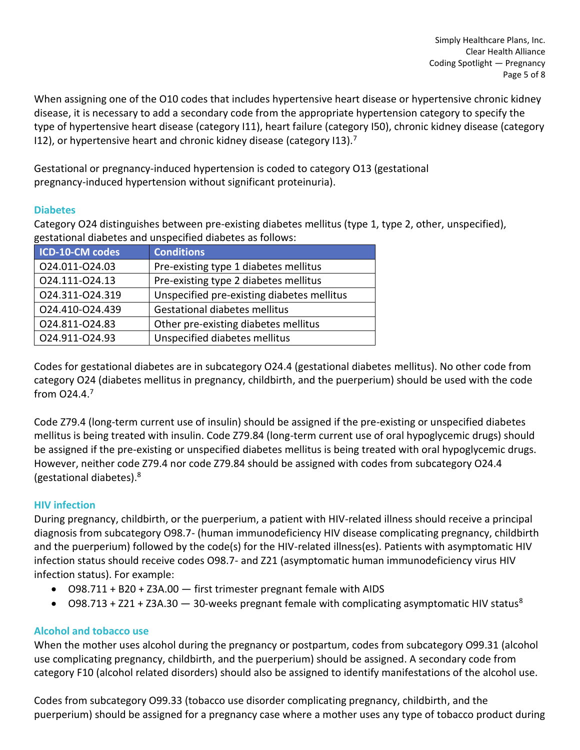When assigning one of the O10 codes that includes hypertensive heart disease or hypertensive chronic kidney disease, it is necessary to add a secondary code from the appropriate hypertension category to specify the type of hypertensive heart disease (category I11), heart failure (category I50), chronic kidney disease (category I12), or hypertensive heart and chronic kidney disease (category I13).[7]

Gestational or pregnancy-induced hypertension is coded to category O13 (gestational pregnancy-induced hypertension without significant proteinuria).

### Diabetes

Category O24 distinguishes between pre-existing diabetes mellitus (type 1, type 2, other, unspecified), gestational diabetes and unspecified diabetes as follows:

| ICD-10-CM codes | Conditions |
| --- | --- |
| O24.011-O24.03 | Pre-existing type 1 diabetes mellitus |
| O24.111-O24.13 | Pre-existing type 2 diabetes mellitus |
| O24.311-O24.319 | Unspecified pre-existing diabetes mellitus |
| O24.410-O24.439 | Gestational diabetes mellitus |
| O24.811-O24.83 | Other pre-existing diabetes mellitus |
| O24.911-O24.93 | Unspecified diabetes mellitus |

Codes for gestational diabetes are in subcategory O24.4 (gestational diabetes mellitus). No other code from category O24 (diabetes mellitus in pregnancy, childbirth, and the puerperium) should be used with the code from O24.4.[7]

Code Z79.4 (long-term current use of insulin) should be assigned if the pre-existing or unspecified diabetes mellitus is being treated with insulin. Code Z79.84 (long-term current use of oral hypoglycemic drugs) should be assigned if the pre-existing or unspecified diabetes mellitus is being treated with oral hypoglycemic drugs. However, neither code Z79.4 nor code Z79.84 should be assigned with codes from subcategory O24.4 (gestational diabetes).[8]

### HIV infection

During pregnancy, childbirth, or the puerperium, a patient with HIV-related illness should receive a principal diagnosis from subcategory O98.7- (human immunodeficiency HIV disease complicating pregnancy, childbirth and the puerperium) followed by the code(s) for the HIV-related illness(es). Patients with asymptomatic HIV infection status should receive codes O98.7- and Z21 (asymptomatic human immunodeficiency virus HIV infection status). For example:

- O98.711 + B20 + Z3A.00 — first trimester pregnant female with AIDS
- O98.713 + Z21 + Z3A.30 — 30-weeks pregnant female with complicating asymptomatic HIV status[8]

### Alcohol and tobacco use

When the mother uses alcohol during the pregnancy or postpartum, codes from subcategory O99.31 (alcohol use complicating pregnancy, childbirth, and the puerperium) should be assigned. A secondary code from category F10 (alcohol related disorders) should also be assigned to identify manifestations of the alcohol use.

Codes from subcategory O99.33 (tobacco use disorder complicating pregnancy, childbirth, and the puerperium) should be assigned for a pregnancy case where a mother uses any type of tobacco product during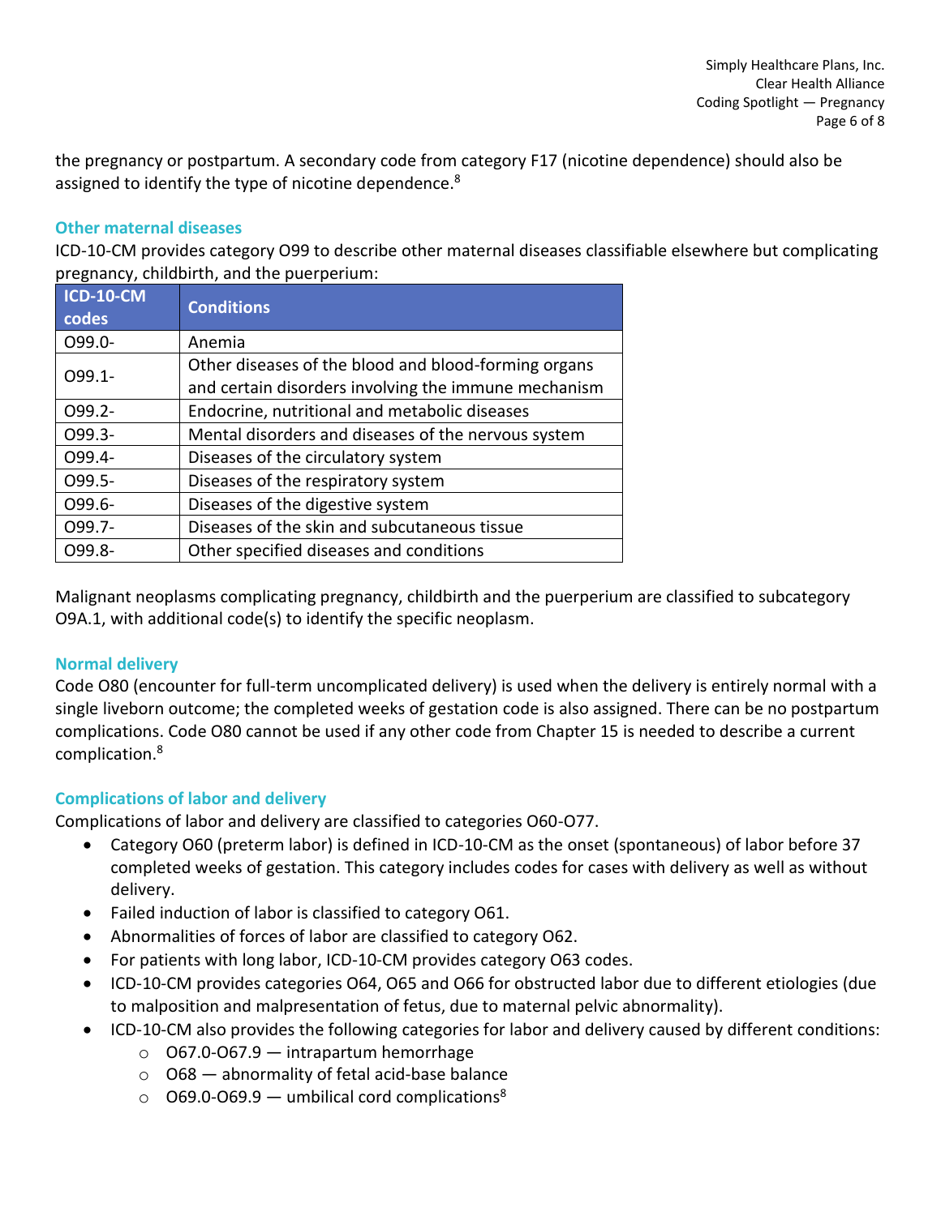the pregnancy or postpartum. A secondary code from category F17 (nicotine dependence) should also be assigned to identify the type of nicotine dependence.[8]

### Other maternal diseases

ICD-10-CM provides category O99 to describe other maternal diseases classifiable elsewhere but complicating pregnancy, childbirth, and the puerperium:

| ICD-10-CM codes | Conditions |
|---|---|
| O99.0- | Anemia |
| O99.1- | Other diseases of the blood and blood-forming organs and certain disorders involving the immune mechanism |
| O99.2- | Endocrine, nutritional and metabolic diseases |
| O99.3- | Mental disorders and diseases of the nervous system |
| O99.4- | Diseases of the circulatory system |
| O99.5- | Diseases of the respiratory system |
| O99.6- | Diseases of the digestive system |
| O99.7- | Diseases of the skin and subcutaneous tissue |
| O99.8- | Other specified diseases and conditions |

Malignant neoplasms complicating pregnancy, childbirth and the puerperium are classified to subcategory O9A.1, with additional code(s) to identify the specific neoplasm.

### Normal delivery

Code O80 (encounter for full-term uncomplicated delivery) is used when the delivery is entirely normal with a single liveborn outcome; the completed weeks of gestation code is also assigned. There can be no postpartum complications. Code O80 cannot be used if any other code from Chapter 15 is needed to describe a current complication.[8]

### Complications of labor and delivery

Complications of labor and delivery are classified to categories O60-O77.

- Category O60 (preterm labor) is defined in ICD-10-CM as the onset (spontaneous) of labor before 37 completed weeks of gestation. This category includes codes for cases with delivery as well as without delivery.
- Failed induction of labor is classified to category O61.
- Abnormalities of forces of labor are classified to category O62.
- For patients with long labor, ICD-10-CM provides category O63 codes.
- ICD-10-CM provides categories O64, O65 and O66 for obstructed labor due to different etiologies (due to malposition and malpresentation of fetus, due to maternal pelvic abnormality).
- ICD-10-CM also provides the following categories for labor and delivery caused by different conditions:
  - O67.0-O67.9 — intrapartum hemorrhage
  - O68 — abnormality of fetal acid-base balance
  - O69.0-O69.9 — umbilical cord complications[8]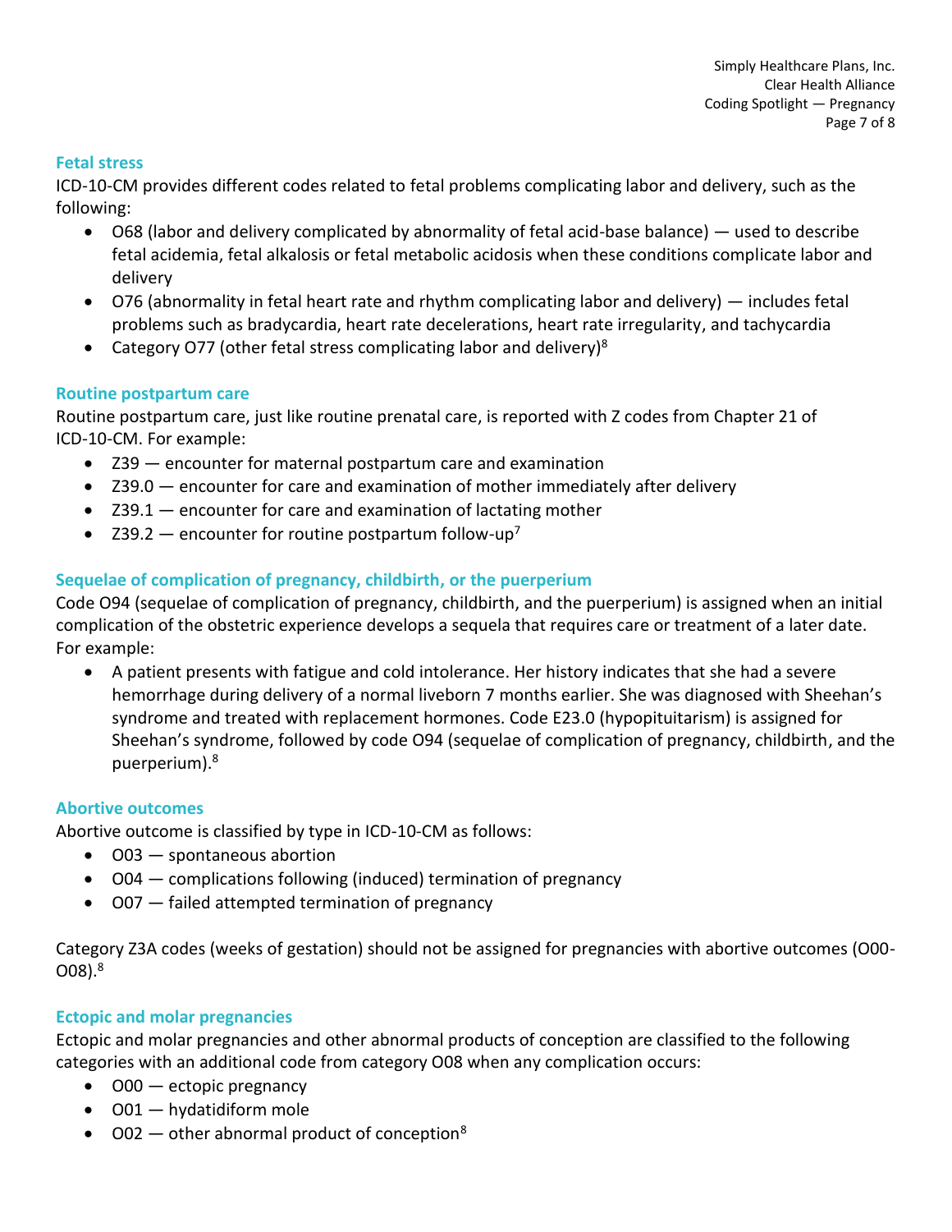### Fetal stress

ICD-10-CM provides different codes related to fetal problems complicating labor and delivery, such as the following:

- O68 (labor and delivery complicated by abnormality of fetal acid-base balance) — used to describe fetal acidemia, fetal alkalosis or fetal metabolic acidosis when these conditions complicate labor and delivery
- O76 (abnormality in fetal heart rate and rhythm complicating labor and delivery) — includes fetal problems such as bradycardia, heart rate decelerations, heart rate irregularity, and tachycardia
- Category O77 (other fetal stress complicating labor and delivery)[8]

### Routine postpartum care

Routine postpartum care, just like routine prenatal care, is reported with Z codes from Chapter 21 of ICD-10-CM. For example:

- Z39 — encounter for maternal postpartum care and examination
- Z39.0 — encounter for care and examination of mother immediately after delivery
- Z39.1 — encounter for care and examination of lactating mother
- Z39.2 — encounter for routine postpartum follow-up[7]

### Sequelae of complication of pregnancy, childbirth, or the puerperium

Code O94 (sequelae of complication of pregnancy, childbirth, and the puerperium) is assigned when an initial complication of the obstetric experience develops a sequela that requires care or treatment of a later date. For example:

- A patient presents with fatigue and cold intolerance. Her history indicates that she had a severe hemorrhage during delivery of a normal liveborn 7 months earlier. She was diagnosed with Sheehan's syndrome and treated with replacement hormones. Code E23.0 (hypopituitarism) is assigned for Sheehan's syndrome, followed by code O94 (sequelae of complication of pregnancy, childbirth, and the puerperium).[8]

### Abortive outcomes

Abortive outcome is classified by type in ICD-10-CM as follows:

- O03 — spontaneous abortion
- O04 — complications following (induced) termination of pregnancy
- O07 — failed attempted termination of pregnancy

Category Z3A codes (weeks of gestation) should not be assigned for pregnancies with abortive outcomes (O00-O08).[8]

### Ectopic and molar pregnancies

Ectopic and molar pregnancies and other abnormal products of conception are classified to the following categories with an additional code from category O08 when any complication occurs:

- O00 — ectopic pregnancy
- O01 — hydatidiform mole
- O02 — other abnormal product of conception[8]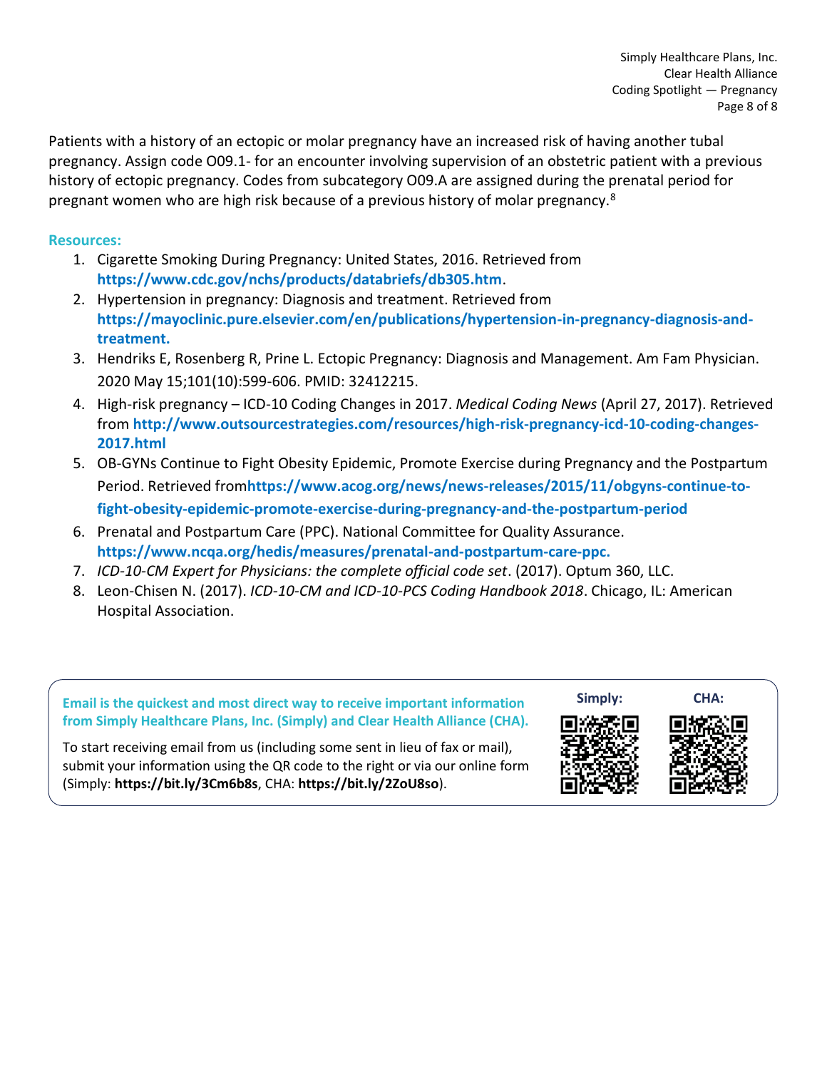Patients with a history of an ectopic or molar pregnancy have an increased risk of having another tubal pregnancy. Assign code O09.1- for an encounter involving supervision of an obstetric patient with a previous history of ectopic pregnancy. Codes from subcategory O09.A are assigned during the prenatal period for pregnant women who are high risk because of a previous history of molar pregnancy.[8]

## Resources:

1. Cigarette Smoking During Pregnancy: United States, 2016. Retrieved from **https://www.cdc.gov/nchs/products/databriefs/db305.htm**.
2. Hypertension in pregnancy: Diagnosis and treatment. Retrieved from **https://mayoclinic.pure.elsevier.com/en/publications/hypertension-in-pregnancy-diagnosis-and-treatment.**
3. Hendriks E, Rosenberg R, Prine L. Ectopic Pregnancy: Diagnosis and Management. Am Fam Physician. 2020 May 15;101(10):599-606. PMID: 32412215.
4. High-risk pregnancy – ICD-10 Coding Changes in 2017. *Medical Coding News* (April 27, 2017). Retrieved from **http://www.outsourcestrategies.com/resources/high-risk-pregnancy-icd-10-coding-changes-2017.html**
5. OB-GYNs Continue to Fight Obesity Epidemic, Promote Exercise during Pregnancy and the Postpartum Period. Retrieved from**https://www.acog.org/news/news-releases/2015/11/obgyns-continue-to-fight-obesity-epidemic-promote-exercise-during-pregnancy-and-the-postpartum-period**
6. Prenatal and Postpartum Care (PPC). National Committee for Quality Assurance. **https://www.ncqa.org/hedis/measures/prenatal-and-postpartum-care-ppc.**
7. *ICD-10-CM Expert for Physicians: the complete official code set*. (2017). Optum 360, LLC.
8. Leon-Chisen N. (2017). *ICD-10-CM and ICD-10-PCS Coding Handbook 2018*. Chicago, IL: American Hospital Association.

**Email is the quickest and most direct way to receive important information from Simply Healthcare Plans, Inc. (Simply) and Clear Health Alliance (CHA).**

To start receiving email from us (including some sent in lieu of fax or mail), submit your information using the QR code to the right or via our online form (Simply: **https://bit.ly/3Cm6b8s**, CHA: **https://bit.ly/2ZoU8so**).

**Simply:**

**CHA:**